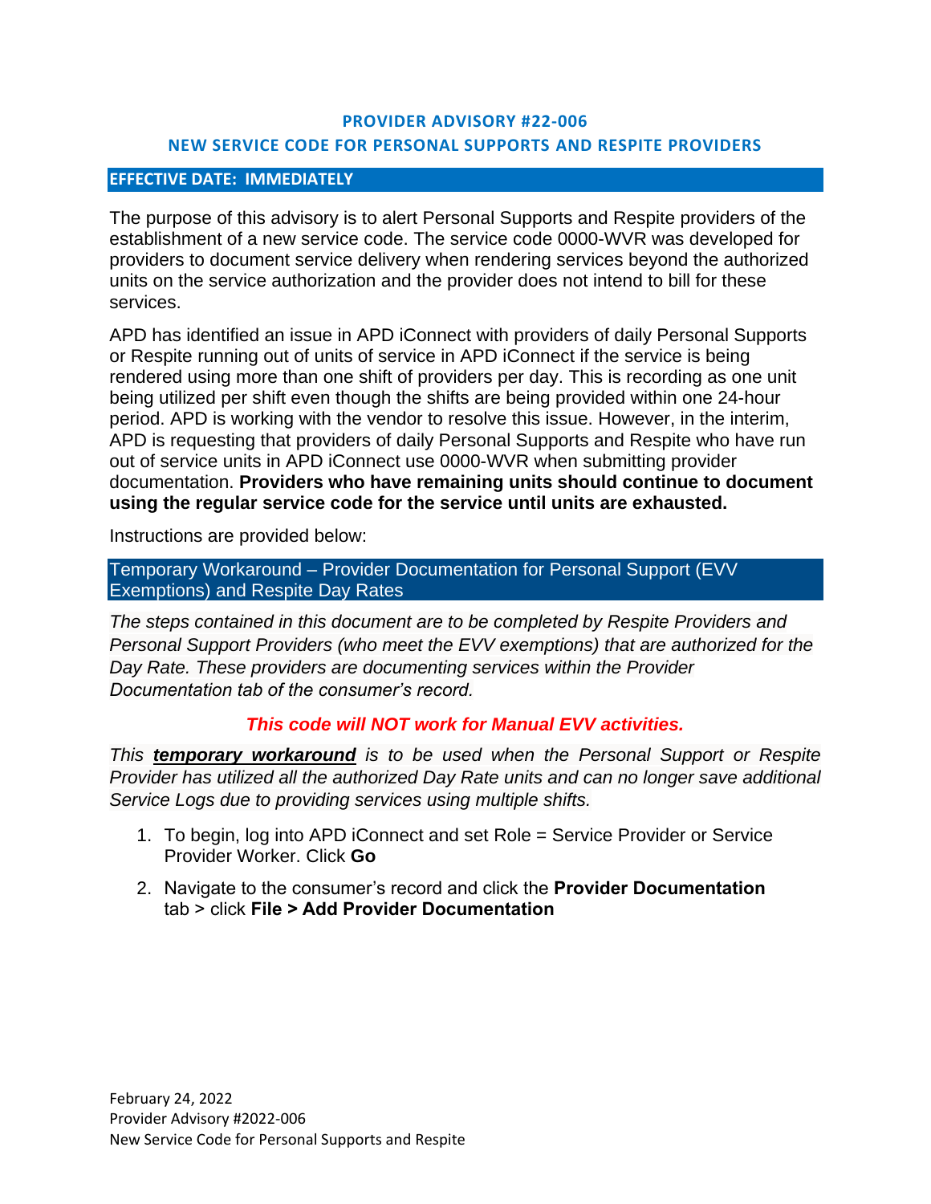# PROVIDER ADVISORY #22-006

## NEW SERVICE CODE FOR PERSONAL SUPPORTS AND RESPITE PROVIDERS

**EFFECTIVE DATE: IMMEDIATELY**

The purpose of this advisory is to alert Personal Supports and Respite providers of the establishment of a new service code. The service code 0000-WVR was developed for providers to document service delivery when rendering services beyond the authorized units on the service authorization and the provider does not intend to bill for these services.

APD has identified an issue in APD iConnect with providers of daily Personal Supports or Respite running out of units of service in APD iConnect if the service is being rendered using more than one shift of providers per day. This is recording as one unit being utilized per shift even though the shifts are being provided within one 24-hour period. APD is working with the vendor to resolve this issue. However, in the interim, APD is requesting that providers of daily Personal Supports and Respite who have run out of service units in APD iConnect use 0000-WVR when submitting provider documentation. **Providers who have remaining units should continue to document using the regular service code for the service until units are exhausted.**

Instructions are provided below:

### Temporary Workaround – Provider Documentation for Personal Support (EVV Exemptions) and Respite Day Rates

*The steps contained in this document are to be completed by Respite Providers and Personal Support Providers (who meet the EVV exemptions) that are authorized for the Day Rate. These providers are documenting services within the Provider Documentation tab of the consumer's record.*

***This code will NOT work for Manual EVV activities.***

*This* ***temporary workaround*** *is to be used when the Personal Support or Respite Provider has utilized all the authorized Day Rate units and can no longer save additional Service Logs due to providing services using multiple shifts.*

1. To begin, log into APD iConnect and set Role = Service Provider or Service Provider Worker. Click **Go**
2. Navigate to the consumer's record and click the **Provider Documentation** tab > click **File > Add Provider Documentation**

February 24, 2022
Provider Advisory #2022-006
New Service Code for Personal Supports and Respite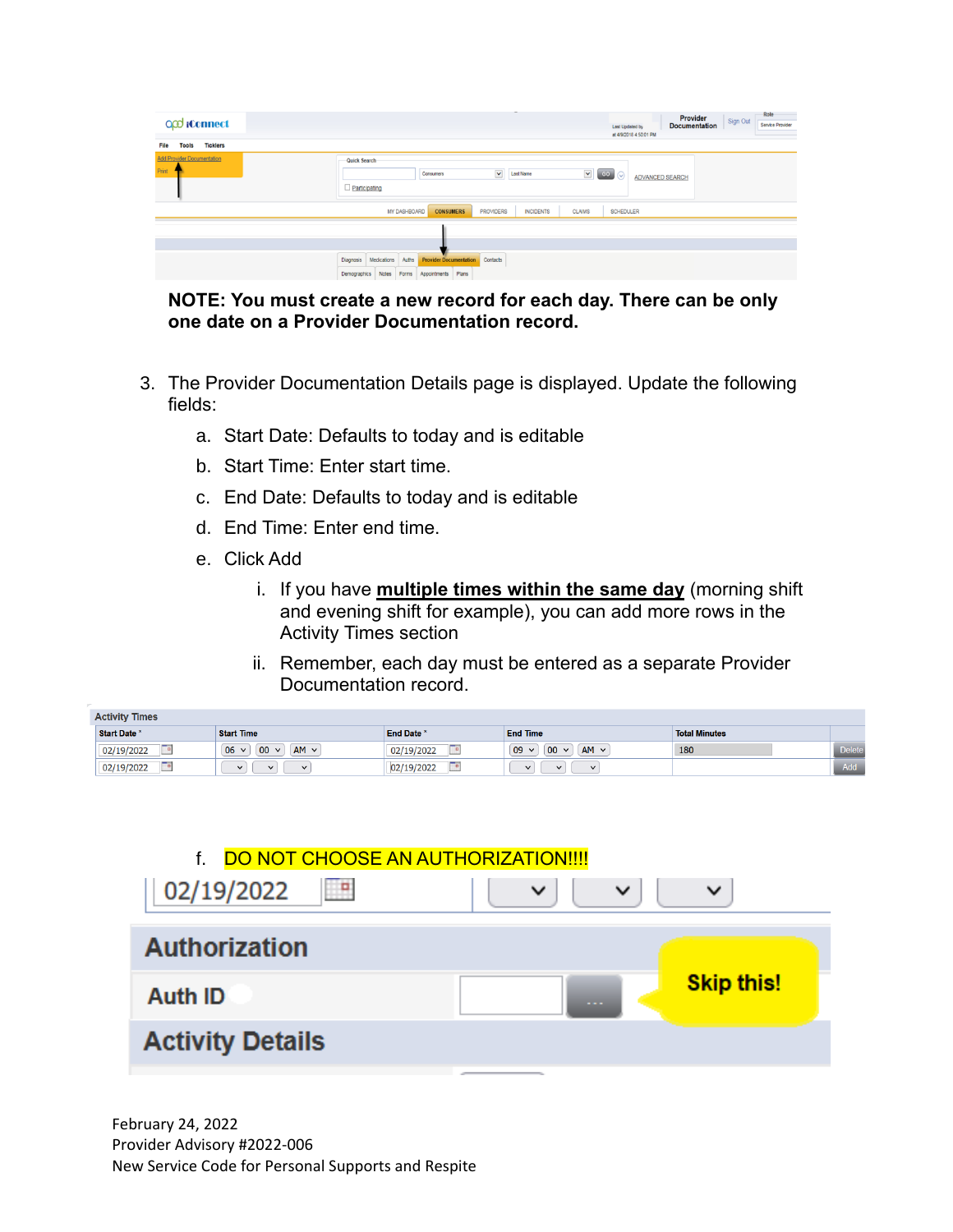**NOTE: You must create a new record for each day. There can be only one date on a Provider Documentation record.**

3. The Provider Documentation Details page is displayed. Update the following fields:
   a. Start Date: Defaults to today and is editable
   b. Start Time: Enter start time.
   c. End Date: Defaults to today and is editable
   d. End Time: Enter end time.
   e. Click Add
      i. If you have **multiple times within the same day** (morning shift and evening shift for example), you can add more rows in the Activity Times section
      ii. Remember, each day must be entered as a separate Provider Documentation record.

**Activity Times**

| Start Date * | Start Time | End Date * | End Time | Total Minutes | |
|---|---|---|---|---|---|
| 02/19/2022 | 06 00 AM | 02/19/2022 | 09 00 AM | 180 | Delete |
| 02/19/2022 | | 02/19/2022 | | | Add |

   f. DO NOT CHOOSE AN AUTHORIZATION!!!!

February 24, 2022
Provider Advisory #2022-006
New Service Code for Personal Supports and Respite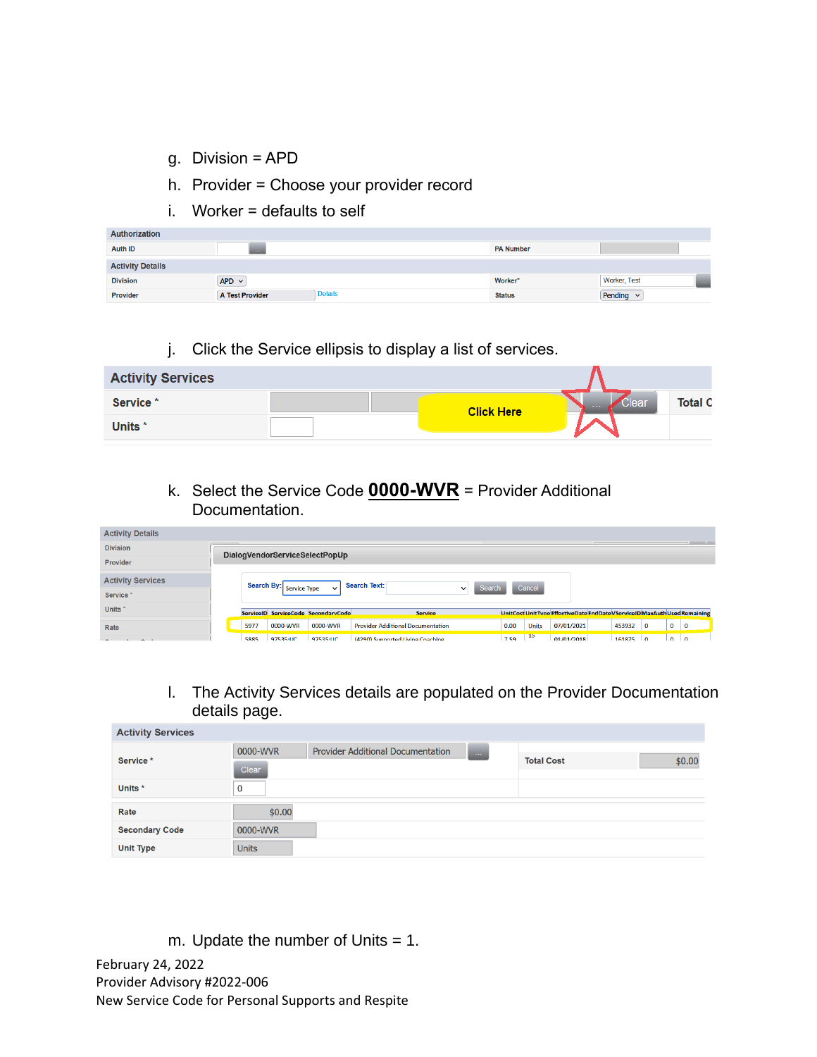g. Division = APD

h. Provider = Choose your provider record

i. Worker = defaults to self

| Authorization | | | |
|---|---|---|---|
| Auth ID | ... | PA Number | |
| **Activity Details** | | | |
| Division | APD | Worker* | Worker, Test |
| Provider | A Test Provider Details | Status | Pending |

j. Click the Service ellipsis to display a list of services.

| Activity Services | | |
|---|---|---|
| Service * | Click Here ... Clear | Total C |
| Units * | | |

k. Select the Service Code **0000-WVR** = Provider Additional Documentation.

DialogVendorServiceSelectPopUp

Search By: Service Type | Search Text: | Search | Cancel

| ServiceID | ServiceCode | SecondaryCode | Service | UnitCost | UnitType | EffectiveDate | EndDate | VServiceID | MaxAuth | Used | Remaining |
|---|---|---|---|---|---|---|---|---|---|---|---|
| 5977 | 0000-WVR | 0000-WVR | Provider Additional Documentation | 0.00 | Units | 07/01/2021 | | 453932 | 0 | 0 | 0 |
| 5885 | 97535:UC | 97535:UC | (4290) Supported Living Coaching | 7.59 | 15 | 01/01/2018 | | 161875 | 0 | 0 | 0 |

l. The Activity Services details are populated on the Provider Documentation details page.

| Activity Services | | | |
|---|---|---|---|
| Service * | 0000-WVR Provider Additional Documentation ... Clear | Total Cost | $0.00 |
| Units * | 0 | | |
| Rate | $0.00 | | |
| Secondary Code | 0000-WVR | | |
| Unit Type | Units | | |

m. Update the number of Units = 1.

February 24, 2022
Provider Advisory #2022-006
New Service Code for Personal Supports and Respite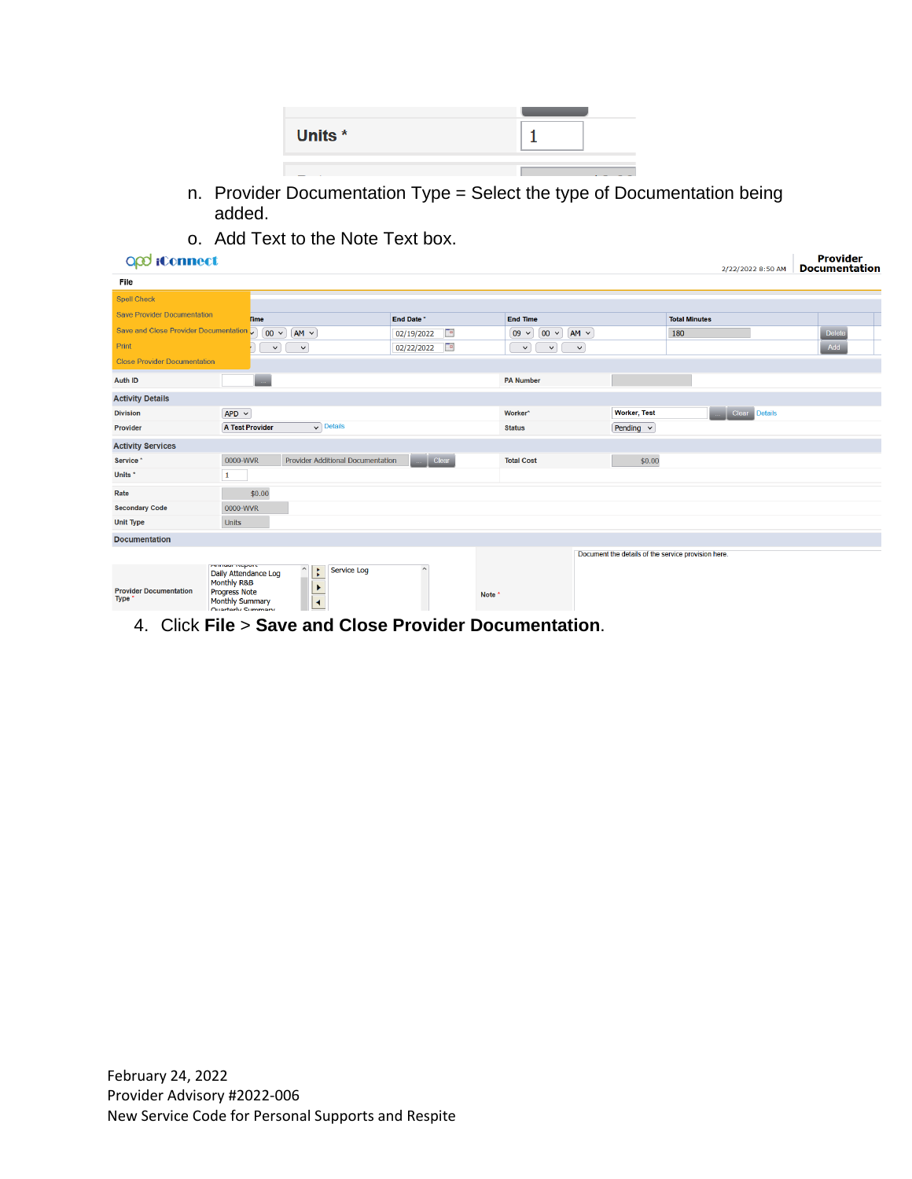n. Provider Documentation Type = Select the type of Documentation being added.

o. Add Text to the Note Text box.

4. Click **File** > **Save and Close Provider Documentation**.

February 24, 2022
Provider Advisory #2022-006
New Service Code for Personal Supports and Respite